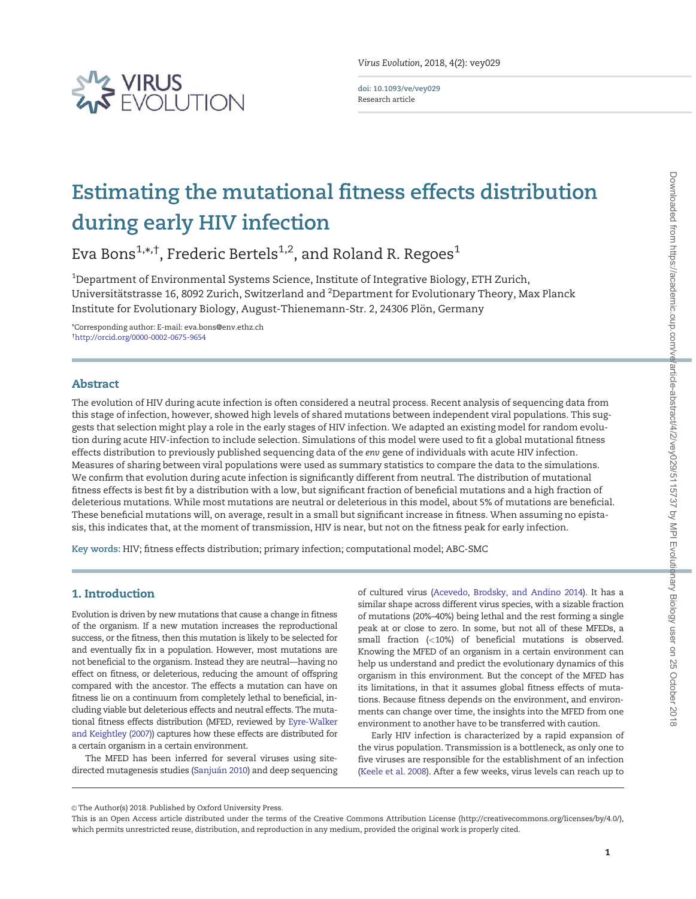# Estimating the mutational fitness effects distribution during early HIV infection

Eva Bons[1,*,†], Frederic Bertels[1,2], and Roland R. Regoes[1]

[1]Department of Environmental Systems Science, Institute of Integrative Biology, ETH Zurich, Universitätstrasse 16, 8092 Zurich, Switzerland and [2]Department for Evolutionary Theory, Max Planck Institute for Evolutionary Biology, August-Thienemann-Str. 2, 24306 Plön, Germany

*Corresponding author: E-mail: eva.bons@env.ethz.ch
†http://orcid.org/0000-0002-0675-9654

## Abstract

The evolution of HIV during acute infection is often considered a neutral process. Recent analysis of sequencing data from this stage of infection, however, showed high levels of shared mutations between independent viral populations. This suggests that selection might play a role in the early stages of HIV infection. We adapted an existing model for random evolution during acute HIV-infection to include selection. Simulations of this model were used to fit a global mutational fitness effects distribution to previously published sequencing data of the *env* gene of individuals with acute HIV infection. Measures of sharing between viral populations were used as summary statistics to compare the data to the simulations. We confirm that evolution during acute infection is significantly different from neutral. The distribution of mutational fitness effects is best fit by a distribution with a low, but significant fraction of beneficial mutations and a high fraction of deleterious mutations. While most mutations are neutral or deleterious in this model, about 5% of mutations are beneficial. These beneficial mutations will, on average, result in a small but significant increase in fitness. When assuming no epistasis, this indicates that, at the moment of transmission, HIV is near, but not on the fitness peak for early infection.

**Key words:** HIV; fitness effects distribution; primary infection; computational model; ABC-SMC

## 1. Introduction

Evolution is driven by new mutations that cause a change in fitness of the organism. If a new mutation increases the reproductional success, or the fitness, then this mutation is likely to be selected for and eventually fix in a population. However, most mutations are not beneficial to the organism. Instead they are neutral—having no effect on fitness, or deleterious, reducing the amount of offspring compared with the ancestor. The effects a mutation can have on fitness lie on a continuum from completely lethal to beneficial, including viable but deleterious effects and neutral effects. The mutational fitness effects distribution (MFED, reviewed by Eyre-Walker and Keightley (2007)) captures how these effects are distributed for a certain organism in a certain environment.

The MFED has been inferred for several viruses using site-directed mutagenesis studies (Sanjuán 2010) and deep sequencing of cultured virus (Acevedo, Brodsky, and Andino 2014). It has a similar shape across different virus species, with a sizable fraction of mutations (20%–40%) being lethal and the rest forming a single peak at or close to zero. In some, but not all of these MFEDs, a small fraction (<10%) of beneficial mutations is observed. Knowing the MFED of an organism in a certain environment can help us understand and predict the evolutionary dynamics of this organism in this environment. But the concept of the MFED has its limitations, in that it assumes global fitness effects of mutations. Because fitness depends on the environment, and environments can change over time, the insights into the MFED from one environment to another have to be transferred with caution.

Early HIV infection is characterized by a rapid expansion of the virus population. Transmission is a bottleneck, as only one to five viruses are responsible for the establishment of an infection (Keele et al. 2008). After a few weeks, virus levels can reach up to

© The Author(s) 2018. Published by Oxford University Press.
This is an Open Access article distributed under the terms of the Creative Commons Attribution License (http://creativecommons.org/licenses/by/4.0/), which permits unrestricted reuse, distribution, and reproduction in any medium, provided the original work is properly cited.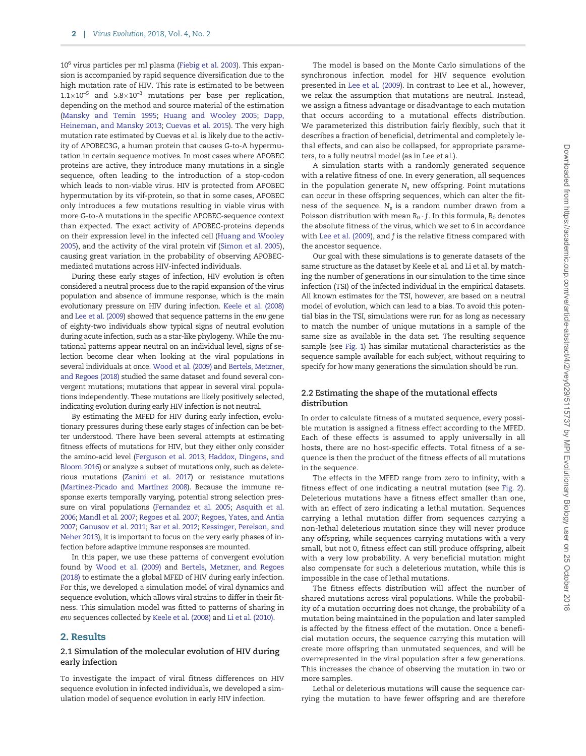$10^6$ virus particles per ml plasma (Fiebig et al. 2003). This expansion is accompanied by rapid sequence diversification due to the high mutation rate of HIV. This rate is estimated to be between $1.1\times10^{-5}$ and $5.8\times10^{-3}$ mutations per base per replication, depending on the method and source material of the estimation (Mansky and Temin 1995; Huang and Wooley 2005; Dapp, Heineman, and Mansky 2013; Cuevas et al. 2015). The very high mutation rate estimated by Cuevas et al. is likely due to the activity of APOBEC3G, a human protein that causes G-to-A hypermutation in certain sequence motives. In most cases where APOBEC proteins are active, they introduce many mutations in a single sequence, often leading to the introduction of a stop-codon which leads to non-viable virus. HIV is protected from APOBEC hypermutation by its vif-protein, so that in some cases, APOBEC only introduces a few mutations resulting in viable virus with more G-to-A mutations in the specific APOBEC-sequence context than expected. The exact activity of APOBEC-proteins depends on their expression level in the infected cell (Huang and Wooley 2005), and the activity of the viral protein vif (Simon et al. 2005), causing great variation in the probability of observing APOBEC-mediated mutations across HIV-infected individuals.

During these early stages of infection, HIV evolution is often considered a neutral process due to the rapid expansion of the virus population and absence of immune response, which is the main evolutionary pressure on HIV during infection. Keele et al. (2008) and Lee et al. (2009) showed that sequence patterns in the *env* gene of eighty-two individuals show typical signs of neutral evolution during acute infection, such as a star-like phylogeny. While the mutational patterns appear neutral on an individual level, signs of selection become clear when looking at the viral populations in several individuals at once. Wood et al. (2009) and Bertels, Metzner, and Regoes (2018) studied the same dataset and found several convergent mutations; mutations that appear in several viral populations independently. These mutations are likely positively selected, indicating evolution during early HIV infection is not neutral.

By estimating the MFED for HIV during early infection, evolutionary pressures during these early stages of infection can be better understood. There have been several attempts at estimating fitness effects of mutations for HIV, but they either only consider the amino-acid level (Ferguson et al. 2013; Haddox, Dingens, and Bloom 2016) or analyze a subset of mutations only, such as deleterious mutations (Zanini et al. 2017) or resistance mutations (Martinez-Picado and Martínez 2008). Because the immune response exerts temporally varying, potential strong selection pressure on viral populations (Fernandez et al. 2005; Asquith et al. 2006; Mandl et al. 2007; Regoes et al. 2007; Regoes, Yates, and Antia 2007; Ganusov et al. 2011; Bar et al. 2012; Kessinger, Perelson, and Neher 2013), it is important to focus on the very early phases of infection before adaptive immune responses are mounted.

In this paper, we use these patterns of convergent evolution found by Wood et al. (2009) and Bertels, Metzner, and Regoes (2018) to estimate the a global MFED of HIV during early infection. For this, we developed a simulation model of viral dynamics and sequence evolution, which allows viral strains to differ in their fitness. This simulation model was fitted to patterns of sharing in *env* sequences collected by Keele et al. (2008) and Li et al. (2010).

## 2. Results

### 2.1 Simulation of the molecular evolution of HIV during early infection

To investigate the impact of viral fitness differences on HIV sequence evolution in infected individuals, we developed a simulation model of sequence evolution in early HIV infection.

The model is based on the Monte Carlo simulations of the synchronous infection model for HIV sequence evolution presented in Lee et al. (2009). In contrast to Lee et al., however, we relax the assumption that mutations are neutral. Instead, we assign a fitness advantage or disadvantage to each mutation that occurs according to a mutational effects distribution. We parameterized this distribution fairly flexibly, such that it describes a fraction of beneficial, detrimental and completely lethal effects, and can also be collapsed, for appropriate parameters, to a fully neutral model (as in Lee et al.).

A simulation starts with a randomly generated sequence with a relative fitness of one. In every generation, all sequences in the population generate $N_s$ new offspring. Point mutations can occur in these offspring sequences, which can alter the fitness of the sequence. $N_s$ is a random number drawn from a Poisson distribution with mean $R_0 \cdot f$. In this formula, $R_0$ denotes the absolute fitness of the virus, which we set to 6 in accordance with Lee et al. (2009), and $f$ is the relative fitness compared with the ancestor sequence.

Our goal with these simulations is to generate datasets of the same structure as the dataset by Keele et al. and Li et al. by matching the number of generations in our simulation to the time since infection (TSI) of the infected individual in the empirical datasets. All known estimates for the TSI, however, are based on a neutral model of evolution, which can lead to a bias. To avoid this potential bias in the TSI, simulations were run for as long as necessary to match the number of unique mutations in a sample of the same size as available in the data set. The resulting sequence sample (see Fig. 1) has similar mutational characteristics as the sequence sample available for each subject, without requiring to specify for how many generations the simulation should be run.

### 2.2 Estimating the shape of the mutational effects distribution

In order to calculate fitness of a mutated sequence, every possible mutation is assigned a fitness effect according to the MFED. Each of these effects is assumed to apply universally in all hosts, there are no host-specific effects. Total fitness of a sequence is then the product of the fitness effects of all mutations in the sequence.

The effects in the MFED range from zero to infinity, with a fitness effect of one indicating a neutral mutation (see Fig. 2). Deleterious mutations have a fitness effect smaller than one, with an effect of zero indicating a lethal mutation. Sequences carrying a lethal mutation differ from sequences carrying a non-lethal deleterious mutation since they will never produce any offspring, while sequences carrying mutations with a very small, but not 0, fitness effect can still produce offspring, albeit with a very low probability. A very beneficial mutation might also compensate for such a deleterious mutation, while this is impossible in the case of lethal mutations.

The fitness effects distribution will affect the number of shared mutations across viral populations. While the probability of a mutation occurring does not change, the probability of a mutation being maintained in the population and later sampled is affected by the fitness effect of the mutation. Once a beneficial mutation occurs, the sequence carrying this mutation will create more offspring than unmutated sequences, and will be overrepresented in the viral population after a few generations. This increases the chance of observing the mutation in two or more samples.

Lethal or deleterious mutations will cause the sequence carrying the mutation to have fewer offspring and are therefore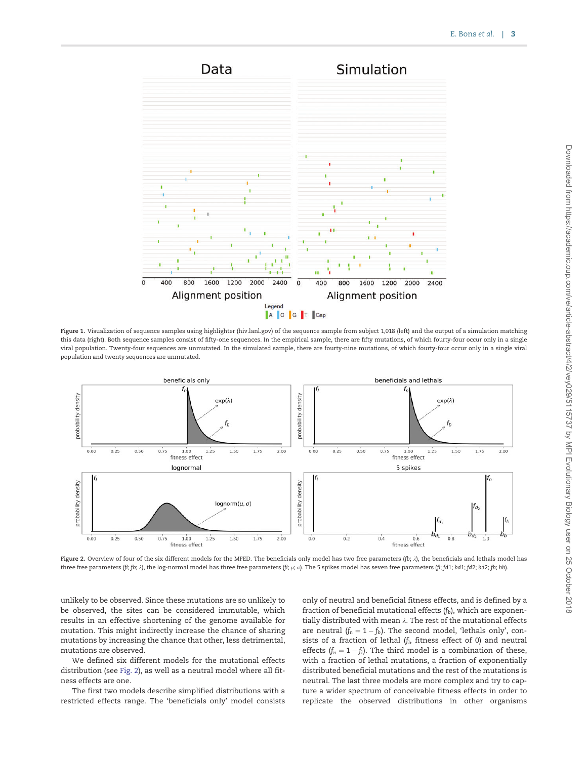Figure 1. Visualization of sequence samples using highlighter (hiv.lanl.gov) of the sequence sample from subject 1,018 (left) and the output of a simulation matching this data (right). Both sequence samples consist of fifty-one sequences. In the empirical sample, there are fifty mutations, of which fourty-four occur only in a single viral population. Twenty-four sequences are unmutated. In the simulated sample, there are fourty-nine mutations, of which fourty-four occur only in a single viral population and twenty sequences are unmutated.

Figure 2. Overview of four of the six different models for the MFED. The beneficials only model has two free parameters ($f_b$; $\lambda$), the beneficials and lethals model has three free parameters ($f_l$; $f_b$; $\lambda$), the log-normal model has three free parameters ($f_l$; $\mu$; $\sigma$). The 5 spikes model has seven free parameters ($f_l$; $f_{d1}$; $b_{d1}$; $f_{d2}$; $b_{d2}$; $f_b$; $b_b$).

unlikely to be observed. Since these mutations are so unlikely to be observed, the sites can be considered immutable, which results in an effective shortening of the genome available for mutation. This might indirectly increase the chance of sharing mutations by increasing the chance that other, less detrimental, mutations are observed.

We defined six different models for the mutational effects distribution (see Fig. 2), as well as a neutral model where all fitness effects are one.

The first two models describe simplified distributions with a restricted effects range. The 'beneficials only' model consists only of neutral and beneficial fitness effects, and is defined by a fraction of beneficial mutational effects ($f_b$), which are exponentially distributed with mean $\lambda$. The rest of the mutational effects are neutral ($f_n = 1 - f_b$). The second model, 'lethals only', consists of a fraction of lethal ($f_l$, fitness effect of 0) and neutral effects ($f_n = 1 - f_l$). The third model is a combination of these, with a fraction of lethal mutations, a fraction of exponentially distributed beneficial mutations and the rest of the mutations is neutral. The last three models are more complex and try to capture a wider spectrum of conceivable fitness effects in order to replicate the observed distributions in other organisms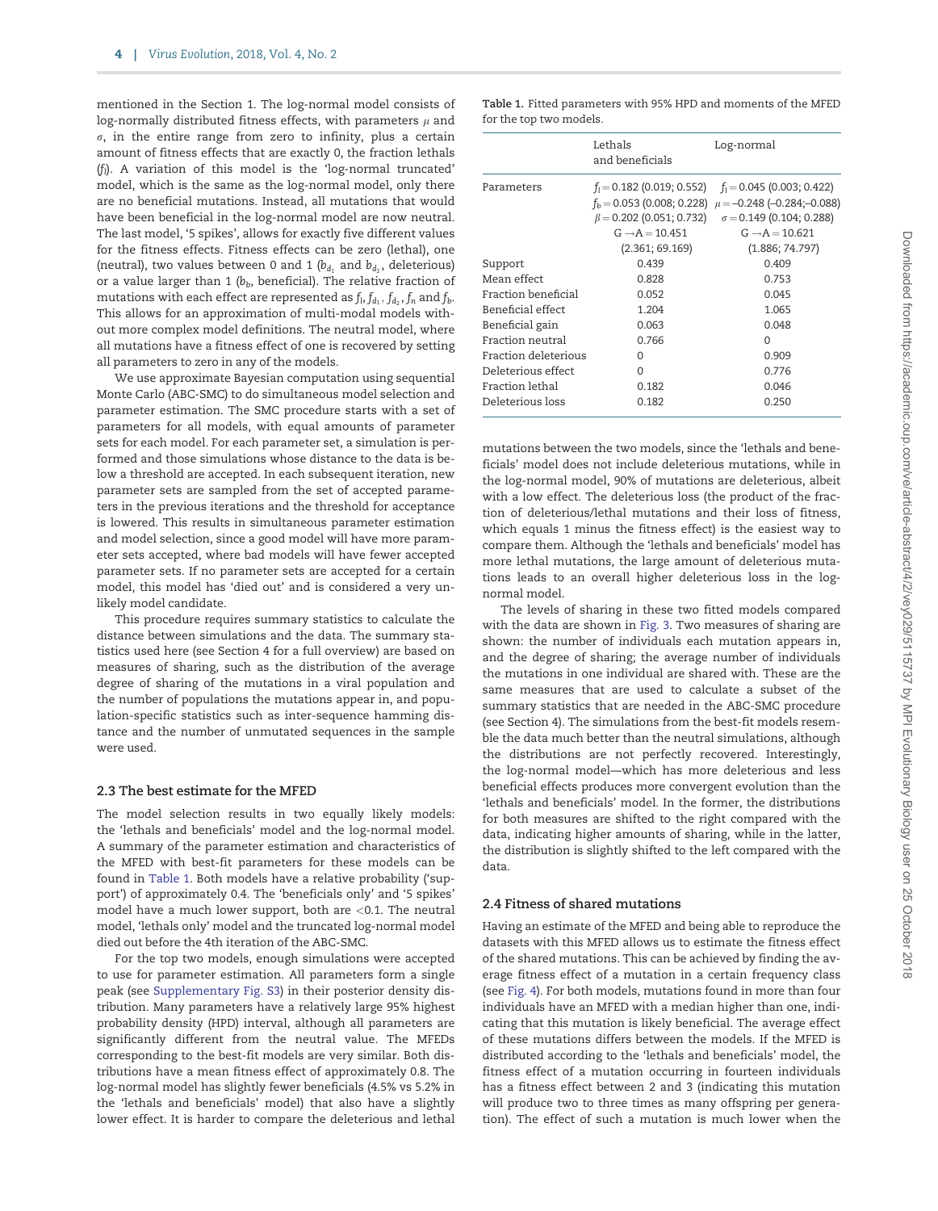mentioned in the Section 1. The log-normal model consists of log-normally distributed fitness effects, with parameters $\mu$ and $\sigma$, in the entire range from zero to infinity, plus a certain amount of fitness effects that are exactly 0, the fraction lethals ($f_l$). A variation of this model is the 'log-normal truncated' model, which is the same as the log-normal model, only there are no beneficial mutations. Instead, all mutations that would have been beneficial in the log-normal model are now neutral. The last model, '5 spikes', allows for exactly five different values for the fitness effects. Fitness effects can be zero (lethal), one (neutral), two values between 0 and 1 ($b_{d_1}$ and $b_{d_2}$, deleterious) or a value larger than 1 ($b_b$, beneficial). The relative fraction of mutations with each effect are represented as $f_l, f_{d_1}, f_{d_2}, f_n$ and $f_b$. This allows for an approximation of multi-modal models without more complex model definitions. The neutral model, where all mutations have a fitness effect of one is recovered by setting all parameters to zero in any of the models.

We use approximate Bayesian computation using sequential Monte Carlo (ABC-SMC) to do simultaneous model selection and parameter estimation. The SMC procedure starts with a set of parameters for all models, with equal amounts of parameter sets for each model. For each parameter set, a simulation is performed and those simulations whose distance to the data is below a threshold are accepted. In each subsequent iteration, new parameter sets are sampled from the set of accepted parameters in the previous iterations and the threshold for acceptance is lowered. This results in simultaneous parameter estimation and model selection, since a good model will have more parameter sets accepted, where bad models will have fewer accepted parameter sets. If no parameter sets are accepted for a certain model, this model has 'died out' and is considered a very unlikely model candidate.

This procedure requires summary statistics to calculate the distance between simulations and the data. The summary statistics used here (see Section 4 for a full overview) are based on measures of sharing, such as the distribution of the average degree of sharing of the mutations in a viral population and the number of populations the mutations appear in, and population-specific statistics such as inter-sequence hamming distance and the number of unmutated sequences in the sample were used.

### 2.3 The best estimate for the MFED

The model selection results in two equally likely models: the 'lethals and beneficials' model and the log-normal model. A summary of the parameter estimation and characteristics of the MFED with best-fit parameters for these models can be found in Table 1. Both models have a relative probability ('support') of approximately 0.4. The 'beneficials only' and '5 spikes' model have a much lower support, both are <0.1. The neutral model, 'lethals only' model and the truncated log-normal model died out before the 4th iteration of the ABC-SMC.

For the top two models, enough simulations were accepted to use for parameter estimation. All parameters form a single peak (see Supplementary Fig. S3) in their posterior density distribution. Many parameters have a relatively large 95% highest probability density (HPD) interval, although all parameters are significantly different from the neutral value. The MFEDs corresponding to the best-fit models are very similar. Both distributions have a mean fitness effect of approximately 0.8. The log-normal model has slightly fewer beneficials (4.5% vs 5.2% in the 'lethals and beneficials' model) that also have a slightly lower effect. It is harder to compare the deleterious and lethal

**Table 1.** Fitted parameters with 95% HPD and moments of the MFED for the top two models.

| | Lethals and beneficials | Log-normal |
|---|---|---|
| Parameters | $f_l = 0.182$ (0.019; 0.552) | $f_l = 0.045$ (0.003; 0.422) |
| | $f_b = 0.053$ (0.008; 0.228) | $\mu = -0.248$ (−0.284;−0.088) |
| | $\beta = 0.202$ (0.051; 0.732) | $\sigma = 0.149$ (0.104; 0.288) |
| | G→A = 10.451 (2.361; 69.169) | G→A = 10.621 (1.886; 74.797) |
| Support | 0.439 | 0.409 |
| Mean effect | 0.828 | 0.753 |
| Fraction beneficial | 0.052 | 0.045 |
| Beneficial effect | 1.204 | 1.065 |
| Beneficial gain | 0.063 | 0.048 |
| Fraction neutral | 0.766 | 0 |
| Fraction deleterious | 0 | 0.909 |
| Deleterious effect | 0 | 0.776 |
| Fraction lethal | 0.182 | 0.046 |
| Deleterious loss | 0.182 | 0.250 |

mutations between the two models, since the 'lethals and beneficials' model does not include deleterious mutations, while in the log-normal model, 90% of mutations are deleterious, albeit with a low effect. The deleterious loss (the product of the fraction of deleterious/lethal mutations and their loss of fitness, which equals 1 minus the fitness effect) is the easiest way to compare them. Although the 'lethals and beneficials' model has more lethal mutations, the large amount of deleterious mutations leads to an overall higher deleterious loss in the log-normal model.

The levels of sharing in these two fitted models compared with the data are shown in Fig. 3. Two measures of sharing are shown: the number of individuals each mutation appears in, and the degree of sharing; the average number of individuals the mutations in one individual are shared with. These are the same measures that are used to calculate a subset of the summary statistics that are needed in the ABC-SMC procedure (see Section 4). The simulations from the best-fit models resemble the data much better than the neutral simulations, although the distributions are not perfectly recovered. Interestingly, the log-normal model—which has more deleterious and less beneficial effects produces more convergent evolution than the 'lethals and beneficials' model. In the former, the distributions for both measures are shifted to the right compared with the data, indicating higher amounts of sharing, while in the latter, the distribution is slightly shifted to the left compared with the data.

### 2.4 Fitness of shared mutations

Having an estimate of the MFED and being able to reproduce the datasets with this MFED allows us to estimate the fitness effect of the shared mutations. This can be achieved by finding the average fitness effect of a mutation in a certain frequency class (see Fig. 4). For both models, mutations found in more than four individuals have an MFED with a median higher than one, indicating that this mutation is likely beneficial. The average effect of these mutations differs between the models. If the MFED is distributed according to the 'lethals and beneficials' model, the fitness effect of a mutation occurring in fourteen individuals has a fitness effect between 2 and 3 (indicating this mutation will produce two to three times as many offspring per generation). The effect of such a mutation is much lower when the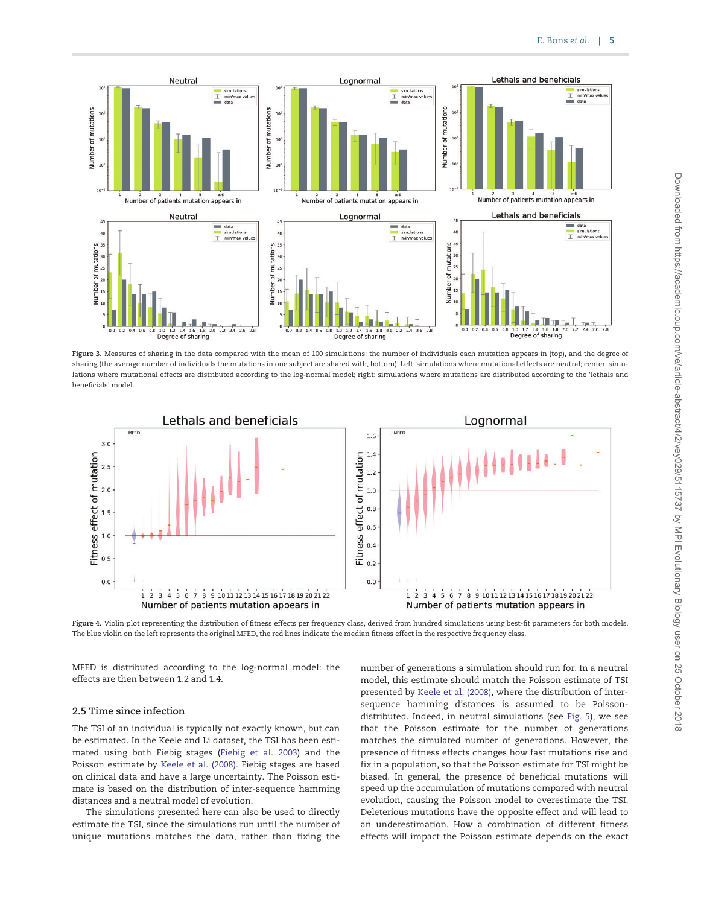Figure 3. Measures of sharing in the data compared with the mean of 100 simulations: the number of individuals each mutation appears in (top), and the degree of sharing (the average number of individuals the mutations in one subject are shared with, bottom). Left: simulations where mutational effects are neutral; center: simulations where mutational effects are distributed according to the log-normal model; right: simulations where mutations are distributed according to the 'lethals and beneficials' model.

Figure 4. Violin plot representing the distribution of fitness effects per frequency class, derived from hundred simulations using best-fit parameters for both models. The blue violin on the left represents the original MFED, the red lines indicate the median fitness effect in the respective frequency class.

MFED is distributed according to the log-normal model: the effects are then between 1.2 and 1.4.

## 2.5 Time since infection

The TSI of an individual is typically not exactly known, but can be estimated. In the Keele and Li dataset, the TSI has been estimated using both Fiebig stages (Fiebig et al. 2003) and the Poisson estimate by Keele et al. (2008). Fiebig stages are based on clinical data and have a large uncertainty. The Poisson estimate is based on the distribution of inter-sequence hamming distances and a neutral model of evolution.

The simulations presented here can also be used to directly estimate the TSI, since the simulations run until the number of unique mutations matches the data, rather than fixing the number of generations a simulation should run for. In a neutral model, this estimate should match the Poisson estimate of TSI presented by Keele et al. (2008), where the distribution of inter-sequence hamming distances is assumed to be Poisson-distributed. Indeed, in neutral simulations (see Fig. 5), we see that the Poisson estimate for the number of generations matches the simulated number of generations. However, the presence of fitness effects changes how fast mutations rise and fix in a population, so that the Poisson estimate for TSI might be biased. In general, the presence of beneficial mutations will speed up the accumulation of mutations compared with neutral evolution, causing the Poisson model to overestimate the TSI. Deleterious mutations have the opposite effect and will lead to an underestimation. How a combination of different fitness effects will impact the Poisson estimate depends on the exact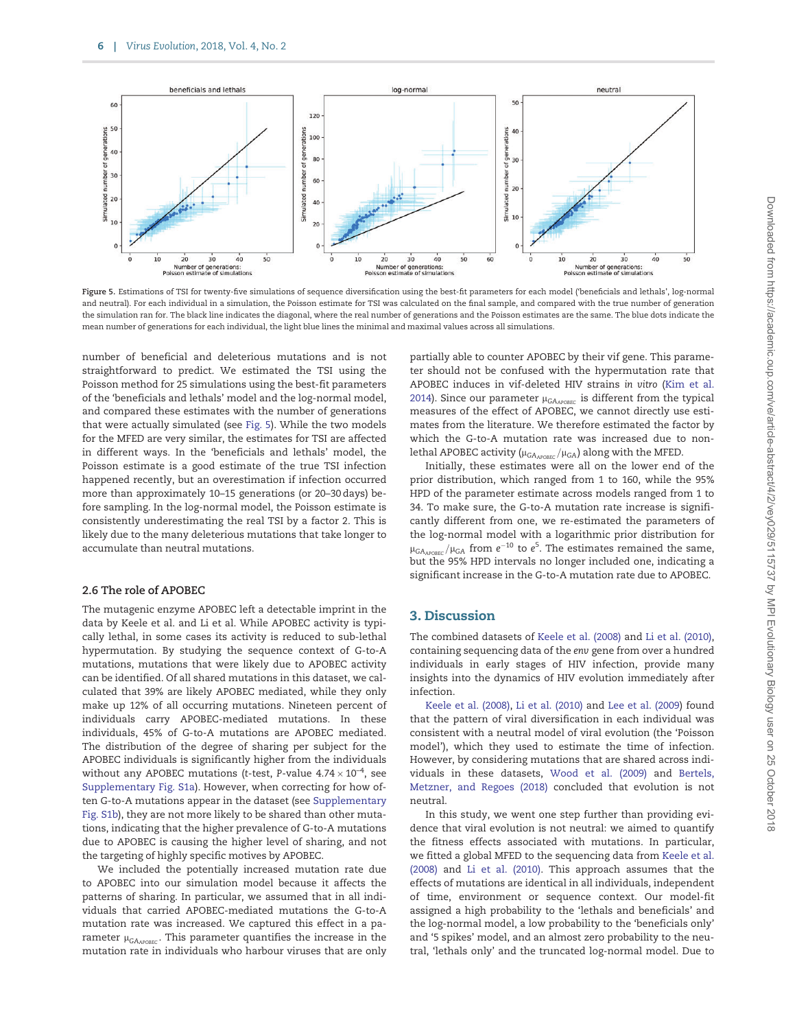Figure 5. Estimations of TSI for twenty-five simulations of sequence diversification using the best-fit parameters for each model ('beneficials and lethals', log-normal and neutral). For each individual in a simulation, the Poisson estimate for TSI was calculated on the final sample, and compared with the true number of generation the simulation ran for. The black line indicates the diagonal, where the real number of generations and the Poisson estimates are the same. The blue dots indicate the mean number of generations for each individual, the light blue lines the minimal and maximal values across all simulations.

number of beneficial and deleterious mutations and is not straightforward to predict. We estimated the TSI using the Poisson method for 25 simulations using the best-fit parameters of the 'beneficials and lethals' model and the log-normal model, and compared these estimates with the number of generations that were actually simulated (see Fig. 5). While the two models for the MFED are very similar, the estimates for TSI are affected in different ways. In the 'beneficials and lethals' model, the Poisson estimate is a good estimate of the true TSI infection happened recently, but an overestimation if infection occurred more than approximately 10–15 generations (or 20–30 days) before sampling. In the log-normal model, the Poisson estimate is consistently underestimating the real TSI by a factor 2. This is likely due to the many deleterious mutations that take longer to accumulate than neutral mutations.

### 2.6 The role of APOBEC

The mutagenic enzyme APOBEC left a detectable imprint in the data by Keele et al. and Li et al. While APOBEC activity is typically lethal, in some cases its activity is reduced to sub-lethal hypermutation. By studying the sequence context of G-to-A mutations, mutations that were likely due to APOBEC activity can be identified. Of all shared mutations in this dataset, we calculated that 39% are likely APOBEC mediated, while they only make up 12% of all occurring mutations. Nineteen percent of individuals carry APOBEC-mediated mutations. In these individuals, 45% of G-to-A mutations are APOBEC mediated. The distribution of the degree of sharing per subject for the APOBEC individuals is significantly higher from the individuals without any APOBEC mutations (t-test, P-value $4.74 \times 10^{-4}$, see Supplementary Fig. S1a). However, when correcting for how often G-to-A mutations appear in the dataset (see Supplementary Fig. S1b), they are not more likely to be shared than other mutations, indicating that the higher prevalence of G-to-A mutations due to APOBEC is causing the higher level of sharing, and not the targeting of highly specific motives by APOBEC.

We included the potentially increased mutation rate due to APOBEC into our simulation model because it affects the patterns of sharing. In particular, we assumed that in all individuals that carried APOBEC-mediated mutations the G-to-A mutation rate was increased. We captured this effect in a parameter $\mu_{GA_{APOBEC}}$. This parameter quantifies the increase in the mutation rate in individuals who harbour viruses that are only partially able to counter APOBEC by their vif gene. This parameter should not be confused with the hypermutation rate that APOBEC induces in vif-deleted HIV strains *in vitro* (Kim et al. 2014). Since our parameter $\mu_{GA_{APOBEC}}$ is different from the typical measures of the effect of APOBEC, we cannot directly use estimates from the literature. We therefore estimated the factor by which the G-to-A mutation rate was increased due to non-lethal APOBEC activity ($\mu_{GA_{APOBEC}}/\mu_{GA}$) along with the MFED.

Initially, these estimates were all on the lower end of the prior distribution, which ranged from 1 to 160, while the 95% HPD of the parameter estimate across models ranged from 1 to 34. To make sure, the G-to-A mutation rate increase is significantly different from one, we re-estimated the parameters of the log-normal model with a logarithmic prior distribution for $\mu_{GA_{APOBEC}}/\mu_{GA}$ from $e^{-10}$ to $e^{5}$. The estimates remained the same, but the 95% HPD intervals no longer included one, indicating a significant increase in the G-to-A mutation rate due to APOBEC.

## 3. Discussion

The combined datasets of Keele et al. (2008) and Li et al. (2010), containing sequencing data of the *env* gene from over a hundred individuals in early stages of HIV infection, provide many insights into the dynamics of HIV evolution immediately after infection.

Keele et al. (2008), Li et al. (2010) and Lee et al. (2009) found that the pattern of viral diversification in each individual was consistent with a neutral model of viral evolution (the 'Poisson model'), which they used to estimate the time of infection. However, by considering mutations that are shared across individuals in these datasets, Wood et al. (2009) and Bertels, Metzner, and Regoes (2018) concluded that evolution is not neutral.

In this study, we went one step further than providing evidence that viral evolution is not neutral: we aimed to quantify the fitness effects associated with mutations. In particular, we fitted a global MFED to the sequencing data from Keele et al. (2008) and Li et al. (2010). This approach assumes that the effects of mutations are identical in all individuals, independent of time, environment or sequence context. Our model-fit assigned a high probability to the 'lethals and beneficials' and the log-normal model, a low probability to the 'beneficials only' and '5 spikes' model, and an almost zero probability to the neutral, 'lethals only' and the truncated log-normal model. Due to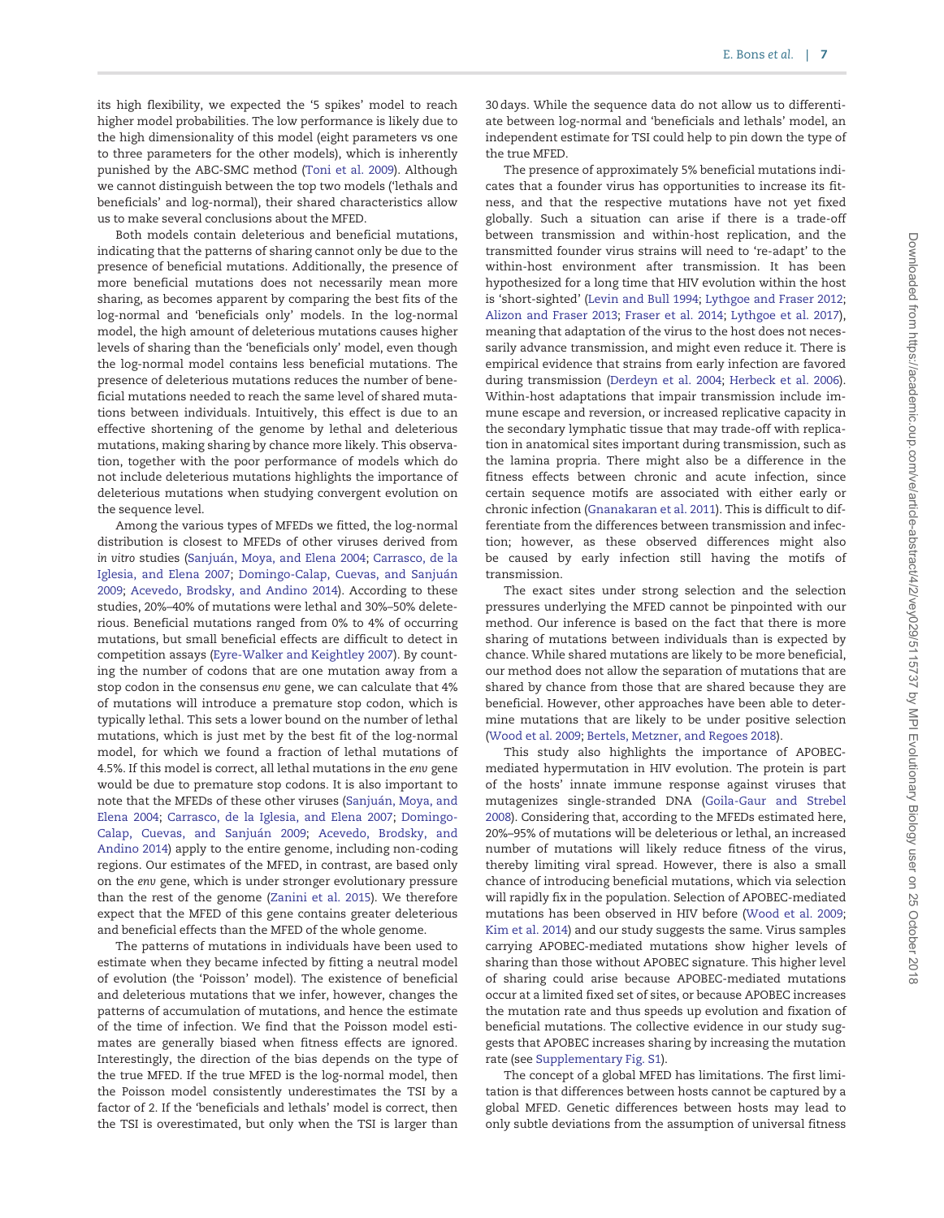its high flexibility, we expected the '5 spikes' model to reach higher model probabilities. The low performance is likely due to the high dimensionality of this model (eight parameters vs one to three parameters for the other models), which is inherently punished by the ABC-SMC method (Toni et al. 2009). Although we cannot distinguish between the top two models ('lethals and beneficials' and log-normal), their shared characteristics allow us to make several conclusions about the MFED.

Both models contain deleterious and beneficial mutations, indicating that the patterns of sharing cannot only be due to the presence of beneficial mutations. Additionally, the presence of more beneficial mutations does not necessarily mean more sharing, as becomes apparent by comparing the best fits of the log-normal and 'beneficials only' models. In the log-normal model, the high amount of deleterious mutations causes higher levels of sharing than the 'beneficials only' model, even though the log-normal model contains less beneficial mutations. The presence of deleterious mutations reduces the number of beneficial mutations needed to reach the same level of shared mutations between individuals. Intuitively, this effect is due to an effective shortening of the genome by lethal and deleterious mutations, making sharing by chance more likely. This observation, together with the poor performance of models which do not include deleterious mutations highlights the importance of deleterious mutations when studying convergent evolution on the sequence level.

Among the various types of MFEDs we fitted, the log-normal distribution is closest to MFEDs of other viruses derived from *in vitro* studies (Sanjuán, Moya, and Elena 2004; Carrasco, de la Iglesia, and Elena 2007; Domingo-Calap, Cuevas, and Sanjuán 2009; Acevedo, Brodsky, and Andino 2014). According to these studies, 20%–40% of mutations were lethal and 30%–50% deleterious. Beneficial mutations ranged from 0% to 4% of occurring mutations, but small beneficial effects are difficult to detect in competition assays (Eyre-Walker and Keightley 2007). By counting the number of codons that are one mutation away from a stop codon in the consensus *env* gene, we can calculate that 4% of mutations will introduce a premature stop codon, which is typically lethal. This sets a lower bound on the number of lethal mutations, which is just met by the best fit of the log-normal model, for which we found a fraction of lethal mutations of 4.5%. If this model is correct, all lethal mutations in the *env* gene would be due to premature stop codons. It is also important to note that the MFEDs of these other viruses (Sanjuán, Moya, and Elena 2004; Carrasco, de la Iglesia, and Elena 2007; Domingo-Calap, Cuevas, and Sanjuán 2009; Acevedo, Brodsky, and Andino 2014) apply to the entire genome, including non-coding regions. Our estimates of the MFED, in contrast, are based only on the *env* gene, which is under stronger evolutionary pressure than the rest of the genome (Zanini et al. 2015). We therefore expect that the MFED of this gene contains greater deleterious and beneficial effects than the MFED of the whole genome.

The patterns of mutations in individuals have been used to estimate when they became infected by fitting a neutral model of evolution (the 'Poisson' model). The existence of beneficial and deleterious mutations that we infer, however, changes the patterns of accumulation of mutations, and hence the estimate of the time of infection. We find that the Poisson model estimates are generally biased when fitness effects are ignored. Interestingly, the direction of the bias depends on the type of the true MFED. If the true MFED is the log-normal model, then the Poisson model consistently underestimates the TSI by a factor of 2. If the 'beneficials and lethals' model is correct, then the TSI is overestimated, but only when the TSI is larger than 30 days. While the sequence data do not allow us to differentiate between log-normal and 'beneficials and lethals' model, an independent estimate for TSI could help to pin down the type of the true MFED.

The presence of approximately 5% beneficial mutations indicates that a founder virus has opportunities to increase its fitness, and that the respective mutations have not yet fixed globally. Such a situation can arise if there is a trade-off between transmission and within-host replication, and the transmitted founder virus strains will need to 're-adapt' to the within-host environment after transmission. It has been hypothesized for a long time that HIV evolution within the host is 'short-sighted' (Levin and Bull 1994; Lythgoe and Fraser 2012; Alizon and Fraser 2013; Fraser et al. 2014; Lythgoe et al. 2017), meaning that adaptation of the virus to the host does not necessarily advance transmission, and might even reduce it. There is empirical evidence that strains from early infection are favored during transmission (Derdeyn et al. 2004; Herbeck et al. 2006). Within-host adaptations that impair transmission include immune escape and reversion, or increased replicative capacity in the secondary lymphatic tissue that may trade-off with replication in anatomical sites important during transmission, such as the lamina propria. There might also be a difference in the fitness effects between chronic and acute infection, since certain sequence motifs are associated with either early or chronic infection (Gnanakaran et al. 2011). This is difficult to differentiate from the differences between transmission and infection; however, as these observed differences might also be caused by early infection still having the motifs of transmission.

The exact sites under strong selection and the selection pressures underlying the MFED cannot be pinpointed with our method. Our inference is based on the fact that there is more sharing of mutations between individuals than is expected by chance. While shared mutations are likely to be more beneficial, our method does not allow the separation of mutations that are shared by chance from those that are shared because they are beneficial. However, other approaches have been able to determine mutations that are likely to be under positive selection (Wood et al. 2009; Bertels, Metzner, and Regoes 2018).

This study also highlights the importance of APOBEC-mediated hypermutation in HIV evolution. The protein is part of the hosts' innate immune response against viruses that mutagenizes single-stranded DNA (Goila-Gaur and Strebel 2008). Considering that, according to the MFEDs estimated here, 20%–95% of mutations will be deleterious or lethal, an increased number of mutations will likely reduce fitness of the virus, thereby limiting viral spread. However, there is also a small chance of introducing beneficial mutations, which via selection will rapidly fix in the population. Selection of APOBEC-mediated mutations has been observed in HIV before (Wood et al. 2009; Kim et al. 2014) and our study suggests the same. Virus samples carrying APOBEC-mediated mutations show higher levels of sharing than those without APOBEC signature. This higher level of sharing could arise because APOBEC-mediated mutations occur at a limited fixed set of sites, or because APOBEC increases the mutation rate and thus speeds up evolution and fixation of beneficial mutations. The collective evidence in our study suggests that APOBEC increases sharing by increasing the mutation rate (see Supplementary Fig. S1).

The concept of a global MFED has limitations. The first limitation is that differences between hosts cannot be captured by a global MFED. Genetic differences between hosts may lead to only subtle deviations from the assumption of universal fitness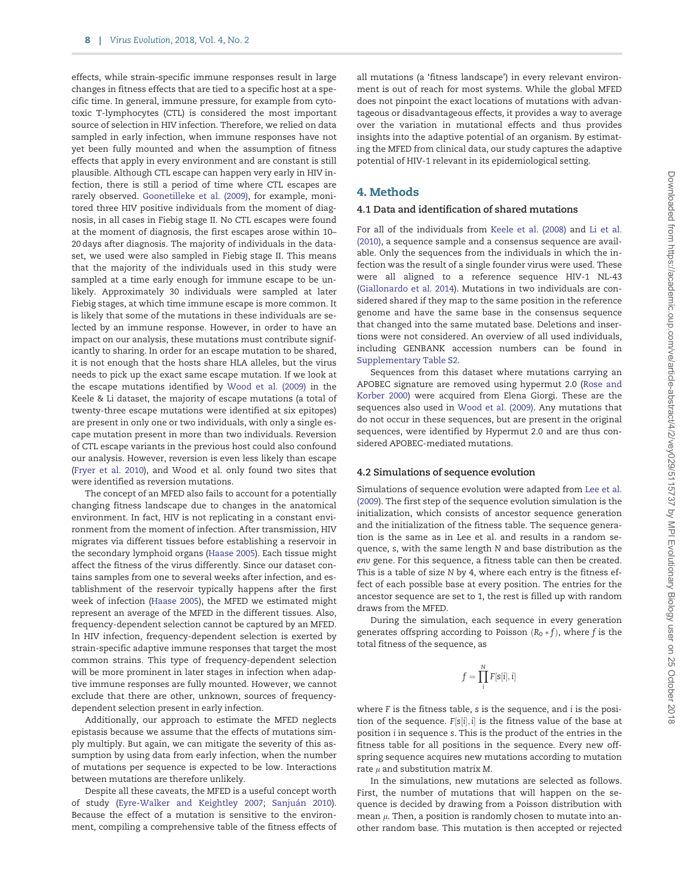effects, while strain-specific immune responses result in large changes in fitness effects that are tied to a specific host at a specific time. In general, immune pressure, for example from cytotoxic T-lymphocytes (CTL) is considered the most important source of selection in HIV infection. Therefore, we relied on data sampled in early infection, when immune responses have not yet been fully mounted and when the assumption of fitness effects that apply in every environment and are constant is still plausible. Although CTL escape can happen very early in HIV infection, there is still a period of time where CTL escapes are rarely observed. Goonetilleke et al. (2009), for example, monitored three HIV positive individuals from the moment of diagnosis, in all cases in Fiebig stage II. No CTL escapes were found at the moment of diagnosis, the first escapes arose within 10–20 days after diagnosis. The majority of individuals in the dataset, we used were also sampled in Fiebig stage II. This means that the majority of the individuals used in this study were sampled at a time early enough for immune escape to be unlikely. Approximately 30 individuals were sampled at later Fiebig stages, at which time immune escape is more common. It is likely that some of the mutations in these individuals are selected by an immune response. However, in order to have an impact on our analysis, these mutations must contribute significantly to sharing. In order for an escape mutation to be shared, it is not enough that the hosts share HLA alleles, but the virus needs to pick up the exact same escape mutation. If we look at the escape mutations identified by Wood et al. (2009) in the Keele & Li dataset, the majority of escape mutations (a total of twenty-three escape mutations were identified at six epitopes) are present in only one or two individuals, with only a single escape mutation present in more than two individuals. Reversion of CTL escape variants in the previous host could also confound our analysis. However, reversion is even less likely than escape (Fryer et al. 2010), and Wood et al. only found two sites that were identified as reversion mutations.

The concept of an MFED also fails to account for a potentially changing fitness landscape due to changes in the anatomical environment. In fact, HIV is not replicating in a constant environment from the moment of infection. After transmission, HIV migrates via different tissues before establishing a reservoir in the secondary lymphoid organs (Haase 2005). Each tissue might affect the fitness of the virus differently. Since our dataset contains samples from one to several weeks after infection, and establishment of the reservoir typically happens after the first week of infection (Haase 2005), the MFED we estimated might represent an average of the MFED in the different tissues. Also, frequency-dependent selection cannot be captured by an MFED. In HIV infection, frequency-dependent selection is exerted by strain-specific adaptive immune responses that target the most common strains. This type of frequency-dependent selection will be more prominent in later stages in infection when adaptive immune responses are fully mounted. However, we cannot exclude that there are other, unknown, sources of frequency-dependent selection present in early infection.

Additionally, our approach to estimate the MFED neglects epistasis because we assume that the effects of mutations simply multiply. But again, we can mitigate the severity of this assumption by using data from early infection, when the number of mutations per sequence is expected to be low. Interactions between mutations are therefore unlikely.

Despite all these caveats, the MFED is a useful concept worth of study (Eyre-Walker and Keightley 2007; Sanjuán 2010). Because the effect of a mutation is sensitive to the environment, compiling a comprehensive table of the fitness effects of all mutations (a 'fitness landscape') in every relevant environment is out of reach for most systems. While the global MFED does not pinpoint the exact locations of mutations with advantageous or disadvantageous effects, it provides a way to average over the variation in mutational effects and thus provides insights into the adaptive potential of an organism. By estimating the MFED from clinical data, our study captures the adaptive potential of HIV-1 relevant in its epidemiological setting.

## 4. Methods

### 4.1 Data and identification of shared mutations

For all of the individuals from Keele et al. (2008) and Li et al. (2010), a sequence sample and a consensus sequence are available. Only the sequences from the individuals in which the infection was the result of a single founder virus were used. These were all aligned to a reference sequence HIV-1 NL-43 (Giallonardo et al. 2014). Mutations in two individuals are considered shared if they map to the same position in the reference genome and have the same base in the consensus sequence that changed into the same mutated base. Deletions and insertions were not considered. An overview of all used individuals, including GENBANK accession numbers can be found in Supplementary Table S2.

Sequences from this dataset where mutations carrying an APOBEC signature are removed using hypermut 2.0 (Rose and Korber 2000) were acquired from Elena Giorgi. These are the sequences also used in Wood et al. (2009). Any mutations that do not occur in these sequences, but are present in the original sequences, were identified by Hypermut 2.0 and are thus considered APOBEC-mediated mutations.

### 4.2 Simulations of sequence evolution

Simulations of sequence evolution were adapted from Lee et al. (2009). The first step of the sequence evolution simulation is the initialization, which consists of ancestor sequence generation and the initialization of the fitness table. The sequence generation is the same as in Lee et al. and results in a random sequence, $s$, with the same length $N$ and base distribution as the *env* gene. For this sequence, a fitness table can then be created. This is a table of size $N$ by 4, where each entry is the fitness effect of each possible base at every position. The entries for the ancestor sequence are set to 1, the rest is filled up with random draws from the MFED.

During the simulation, each sequence in every generation generates offspring according to Poisson ($R_0 * f$), where $f$ is the total fitness of the sequence, as

$$f = \prod_{i}^{N} F[s[i], i]$$

where $F$ is the fitness table, $s$ is the sequence, and $i$ is the position of the sequence. $F[s[i], i]$ is the fitness value of the base at position $i$ in sequence $s$. This is the product of the entries in the fitness table for all positions in the sequence. Every new offspring sequence acquires new mutations according to mutation rate $\mu$ and substitution matrix $M$.

In the simulations, new mutations are selected as follows. First, the number of mutations that will happen on the sequence is decided by drawing from a Poisson distribution with mean $\mu$. Then, a position is randomly chosen to mutate into another random base. This mutation is then accepted or rejected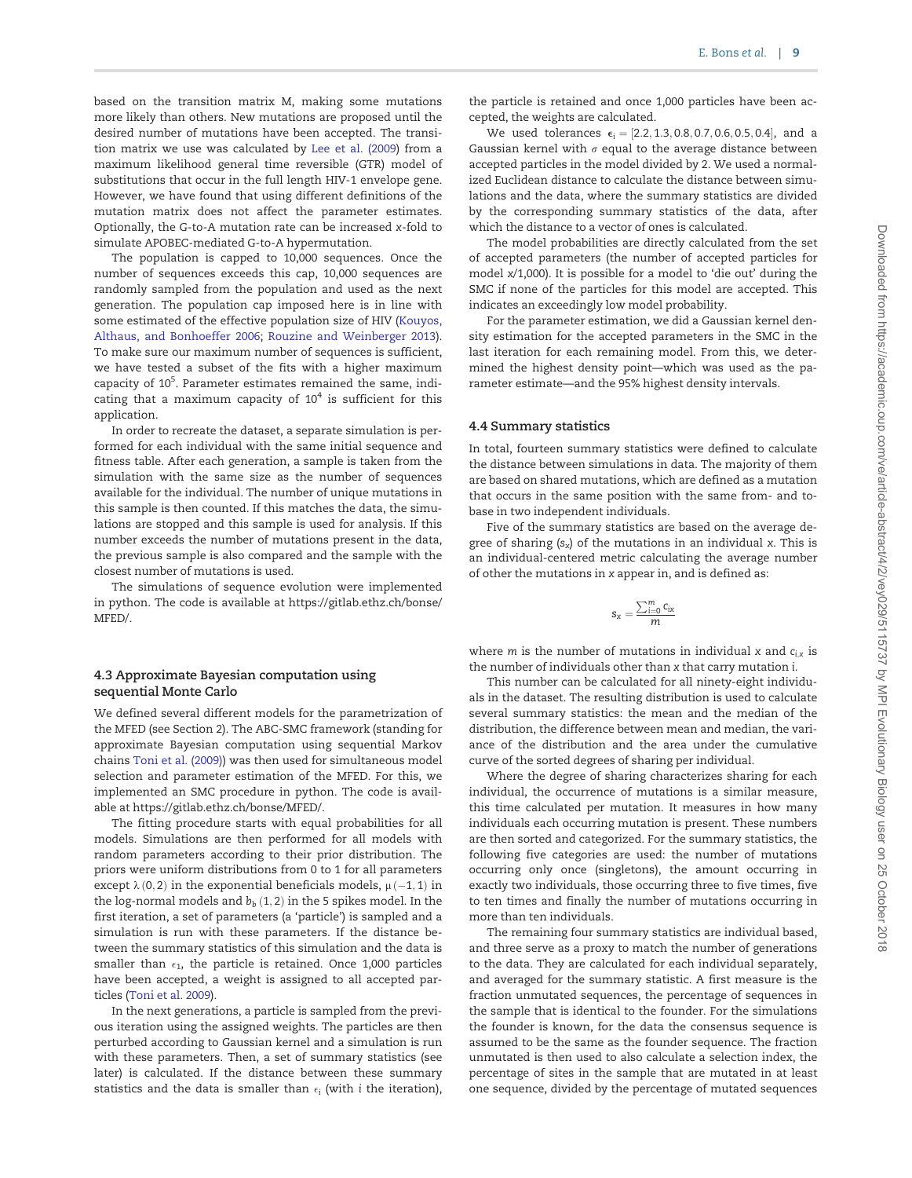based on the transition matrix M, making some mutations more likely than others. New mutations are proposed until the desired number of mutations have been accepted. The transition matrix we use was calculated by Lee et al. (2009) from a maximum likelihood general time reversible (GTR) model of substitutions that occur in the full length HIV-1 envelope gene. However, we have found that using different definitions of the mutation matrix does not affect the parameter estimates. Optionally, the G-to-A mutation rate can be increased *x*-fold to simulate APOBEC-mediated G-to-A hypermutation.

The population is capped to 10,000 sequences. Once the number of sequences exceeds this cap, 10,000 sequences are randomly sampled from the population and used as the next generation. The population cap imposed here is in line with some estimated of the effective population size of HIV (Kouyos, Althaus, and Bonhoeffer 2006; Rouzine and Weinberger 2013). To make sure our maximum number of sequences is sufficient, we have tested a subset of the fits with a higher maximum capacity of $10^5$. Parameter estimates remained the same, indicating that a maximum capacity of $10^4$ is sufficient for this application.

In order to recreate the dataset, a separate simulation is performed for each individual with the same initial sequence and fitness table. After each generation, a sample is taken from the simulation with the same size as the number of sequences available for the individual. The number of unique mutations in this sample is then counted. If this matches the data, the simulations are stopped and this sample is used for analysis. If this number exceeds the number of mutations present in the data, the previous sample is also compared and the sample with the closest number of mutations is used.

The simulations of sequence evolution were implemented in python. The code is available at https://gitlab.ethz.ch/bonse/MFED/.

### 4.3 Approximate Bayesian computation using sequential Monte Carlo

We defined several different models for the parametrization of the MFED (see Section 2). The ABC-SMC framework (standing for approximate Bayesian computation using sequential Markov chains Toni et al. (2009)) was then used for simultaneous model selection and parameter estimation of the MFED. For this, we implemented an SMC procedure in python. The code is available at https://gitlab.ethz.ch/bonse/MFED/.

The fitting procedure starts with equal probabilities for all models. Simulations are then performed for all models with random parameters according to their prior distribution. The priors were uniform distributions from 0 to 1 for all parameters except $\lambda\,(0,2)$ in the exponential beneficials models, $\mu\,(-1,1)$ in the log-normal models and $b_b\,(1,2)$ in the 5 spikes model. In the first iteration, a set of parameters (a 'particle') is sampled and a simulation is run with these parameters. If the distance between the summary statistics of this simulation and the data is smaller than $\epsilon_1$, the particle is retained. Once 1,000 particles have been accepted, a weight is assigned to all accepted particles (Toni et al. 2009).

In the next generations, a particle is sampled from the previous iteration using the assigned weights. The particles are then perturbed according to Gaussian kernel and a simulation is run with these parameters. Then, a set of summary statistics (see later) is calculated. If the distance between these summary statistics and the data is smaller than $\epsilon_i$ (with $i$ the iteration), the particle is retained and once 1,000 particles have been accepted, the weights are calculated.

We used tolerances $\epsilon_i = [2.2, 1.3, 0.8, 0.7, 0.6, 0.5, 0.4]$, and a Gaussian kernel with $\sigma$ equal to the average distance between accepted particles in the model divided by 2. We used a normalized Euclidean distance to calculate the distance between simulations and the data, where the summary statistics are divided by the corresponding summary statistics of the data, after which the distance to a vector of ones is calculated.

The model probabilities are directly calculated from the set of accepted parameters (the number of accepted particles for model *x*/1,000). It is possible for a model to 'die out' during the SMC if none of the particles for this model are accepted. This indicates an exceedingly low model probability.

For the parameter estimation, we did a Gaussian kernel density estimation for the accepted parameters in the SMC in the last iteration for each remaining model. From this, we determined the highest density point—which was used as the parameter estimate—and the 95% highest density intervals.

### 4.4 Summary statistics

In total, fourteen summary statistics were defined to calculate the distance between simulations in data. The majority of them are based on shared mutations, which are defined as a mutation that occurs in the same position with the same from- and to-base in two independent individuals.

Five of the summary statistics are based on the average degree of sharing ($s_x$) of the mutations in an individual *x*. This is an individual-centered metric calculating the average number of other the mutations in *x* appear in, and is defined as:

$$s_x = \frac{\sum_{i=0}^{m} c_{ix}}{m}$$

where $m$ is the number of mutations in individual $x$ and $c_{i,x}$ is the number of individuals other than $x$ that carry mutation $i$.

This number can be calculated for all ninety-eight individuals in the dataset. The resulting distribution is used to calculate several summary statistics: the mean and the median of the distribution, the difference between mean and median, the variance of the distribution and the area under the cumulative curve of the sorted degrees of sharing per individual.

Where the degree of sharing characterizes sharing for each individual, the occurrence of mutations is a similar measure, this time calculated per mutation. It measures in how many individuals each occurring mutation is present. These numbers are then sorted and categorized. For the summary statistics, the following five categories are used: the number of mutations occurring only once (singletons), the amount occurring in exactly two individuals, those occurring three to five times, five to ten times and finally the number of mutations occurring in more than ten individuals.

The remaining four summary statistics are individual based, and three serve as a proxy to match the number of generations to the data. They are calculated for each individual separately, and averaged for the summary statistic. A first measure is the fraction unmutated sequences, the percentage of sequences in the sample that is identical to the founder. For the simulations the founder is known, for the data the consensus sequence is assumed to be the same as the founder sequence. The fraction unmutated is then used to also calculate a selection index, the percentage of sites in the sample that are mutated in at least one sequence, divided by the percentage of mutated sequences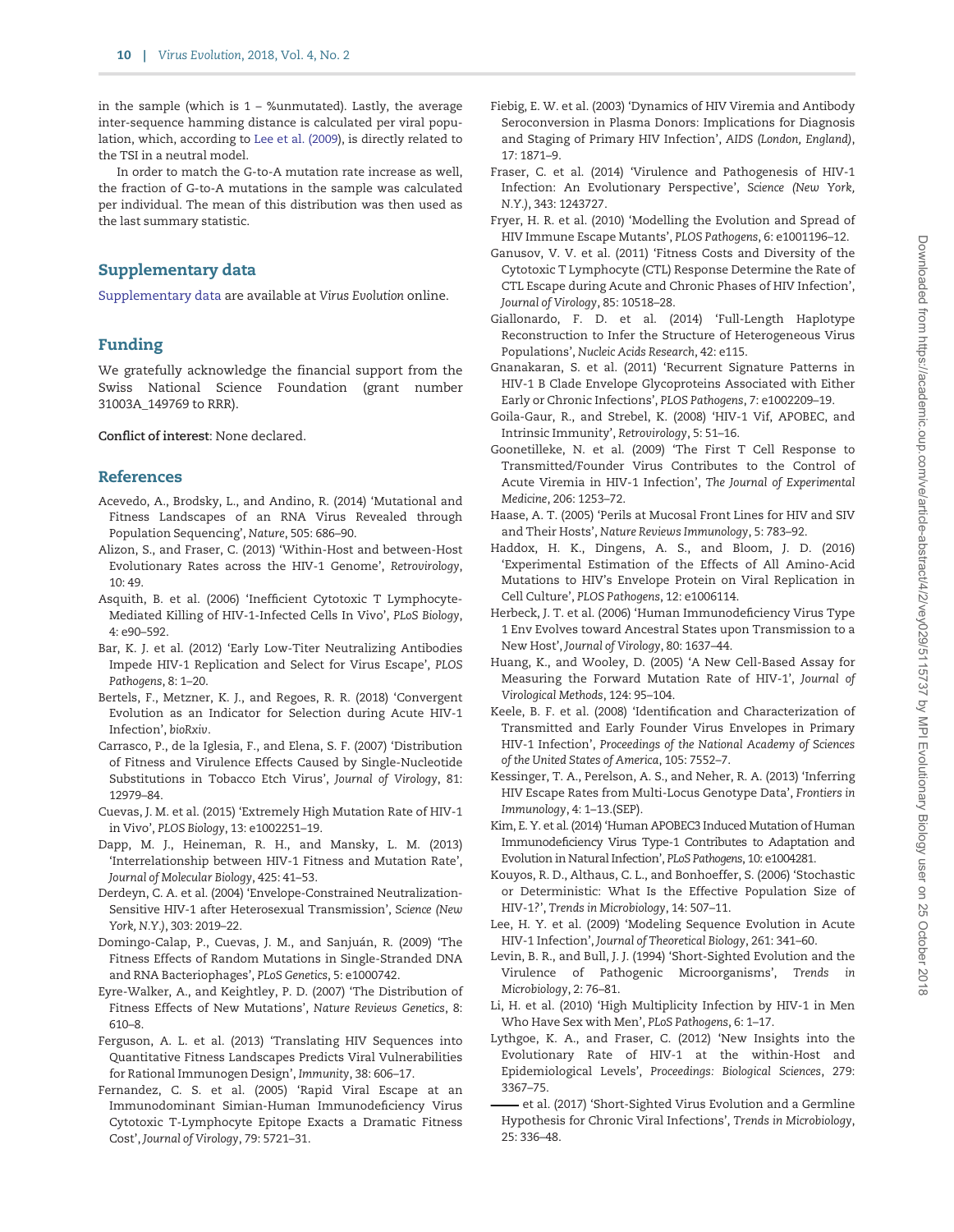in the sample (which is 1 – %unmutated). Lastly, the average inter-sequence hamming distance is calculated per viral population, which, according to Lee et al. (2009), is directly related to the TSI in a neutral model.

In order to match the G-to-A mutation rate increase as well, the fraction of G-to-A mutations in the sample was calculated per individual. The mean of this distribution was then used as the last summary statistic.

## Supplementary data

Supplementary data are available at *Virus Evolution* online.

## Funding

We gratefully acknowledge the financial support from the Swiss National Science Foundation (grant number 31003A_149769 to RRR).

**Conflict of interest**: None declared.

## References

Acevedo, A., Brodsky, L., and Andino, R. (2014) 'Mutational and Fitness Landscapes of an RNA Virus Revealed through Population Sequencing', *Nature*, 505: 686–90.

Alizon, S., and Fraser, C. (2013) 'Within-Host and between-Host Evolutionary Rates across the HIV-1 Genome', *Retrovirology*, 10: 49.

Asquith, B. et al. (2006) 'Inefficient Cytotoxic T Lymphocyte-Mediated Killing of HIV-1-Infected Cells In Vivo', *PLoS Biology*, 4: e90–592.

Bar, K. J. et al. (2012) 'Early Low-Titer Neutralizing Antibodies Impede HIV-1 Replication and Select for Virus Escape', *PLOS Pathogens*, 8: 1–20.

Bertels, F., Metzner, K. J., and Regoes, R. R. (2018) 'Convergent Evolution as an Indicator for Selection during Acute HIV-1 Infection', *bioRxiv*.

Carrasco, P., de la Iglesia, F., and Elena, S. F. (2007) 'Distribution of Fitness and Virulence Effects Caused by Single-Nucleotide Substitutions in Tobacco Etch Virus', *Journal of Virology*, 81: 12979–84.

Cuevas, J. M. et al. (2015) 'Extremely High Mutation Rate of HIV-1 in Vivo', *PLOS Biology*, 13: e1002251–19.

Dapp, M. J., Heineman, R. H., and Mansky, L. M. (2013) 'Interrelationship between HIV-1 Fitness and Mutation Rate', *Journal of Molecular Biology*, 425: 41–53.

Derdeyn, C. A. et al. (2004) 'Envelope-Constrained Neutralization-Sensitive HIV-1 after Heterosexual Transmission', *Science (New York, N.Y.)*, 303: 2019–22.

Domingo-Calap, P., Cuevas, J. M., and Sanjuán, R. (2009) 'The Fitness Effects of Random Mutations in Single-Stranded DNA and RNA Bacteriophages', *PLoS Genetics*, 5: e1000742.

Eyre-Walker, A., and Keightley, P. D. (2007) 'The Distribution of Fitness Effects of New Mutations', *Nature Reviews Genetics*, 8: 610–8.

Ferguson, A. L. et al. (2013) 'Translating HIV Sequences into Quantitative Fitness Landscapes Predicts Viral Vulnerabilities for Rational Immunogen Design', *Immunity*, 38: 606–17.

Fernandez, C. S. et al. (2005) 'Rapid Viral Escape at an Immunodominant Simian-Human Immunodeficiency Virus Cytotoxic T-Lymphocyte Epitope Exacts a Dramatic Fitness Cost', *Journal of Virology*, 79: 5721–31.

Fiebig, E. W. et al. (2003) 'Dynamics of HIV Viremia and Antibody Seroconversion in Plasma Donors: Implications for Diagnosis and Staging of Primary HIV Infection', *AIDS (London, England)*, 17: 1871–9.

Fraser, C. et al. (2014) 'Virulence and Pathogenesis of HIV-1 Infection: An Evolutionary Perspective', *Science (New York, N.Y.)*, 343: 1243727.

Fryer, H. R. et al. (2010) 'Modelling the Evolution and Spread of HIV Immune Escape Mutants', *PLOS Pathogens*, 6: e1001196–12.

Ganusov, V. V. et al. (2011) 'Fitness Costs and Diversity of the Cytotoxic T Lymphocyte (CTL) Response Determine the Rate of CTL Escape during Acute and Chronic Phases of HIV Infection', *Journal of Virology*, 85: 10518–28.

Giallonardo, F. D. et al. (2014) 'Full-Length Haplotype Reconstruction to Infer the Structure of Heterogeneous Virus Populations', *Nucleic Acids Research*, 42: e115.

Gnanakaran, S. et al. (2011) 'Recurrent Signature Patterns in HIV-1 B Clade Envelope Glycoproteins Associated with Either Early or Chronic Infections', *PLOS Pathogens*, 7: e1002209–19.

Goila-Gaur, R., and Strebel, K. (2008) 'HIV-1 Vif, APOBEC, and Intrinsic Immunity', *Retrovirology*, 5: 51–16.

Goonetilleke, N. et al. (2009) 'The First T Cell Response to Transmitted/Founder Virus Contributes to the Control of Acute Viremia in HIV-1 Infection', *The Journal of Experimental Medicine*, 206: 1253–72.

Haase, A. T. (2005) 'Perils at Mucosal Front Lines for HIV and SIV and Their Hosts', *Nature Reviews Immunology*, 5: 783–92.

Haddox, H. K., Dingens, A. S., and Bloom, J. D. (2016) 'Experimental Estimation of the Effects of All Amino-Acid Mutations to HIV's Envelope Protein on Viral Replication in Cell Culture', *PLOS Pathogens*, 12: e1006114.

Herbeck, J. T. et al. (2006) 'Human Immunodeficiency Virus Type 1 Env Evolves toward Ancestral States upon Transmission to a New Host', *Journal of Virology*, 80: 1637–44.

Huang, K., and Wooley, D. (2005) 'A New Cell-Based Assay for Measuring the Forward Mutation Rate of HIV-1', *Journal of Virological Methods*, 124: 95–104.

Keele, B. F. et al. (2008) 'Identification and Characterization of Transmitted and Early Founder Virus Envelopes in Primary HIV-1 Infection', *Proceedings of the National Academy of Sciences of the United States of America*, 105: 7552–7.

Kessinger, T. A., Perelson, A. S., and Neher, R. A. (2013) 'Inferring HIV Escape Rates from Multi-Locus Genotype Data', *Frontiers in Immunology*, 4: 1–13.(SEP).

Kim, E. Y. et al. (2014) 'Human APOBEC3 Induced Mutation of Human Immunodeficiency Virus Type-1 Contributes to Adaptation and Evolution in Natural Infection', *PLoS Pathogens*, 10: e1004281.

Kouyos, R. D., Althaus, C. L., and Bonhoeffer, S. (2006) 'Stochastic or Deterministic: What Is the Effective Population Size of HIV-1?', *Trends in Microbiology*, 14: 507–11.

Lee, H. Y. et al. (2009) 'Modeling Sequence Evolution in Acute HIV-1 Infection', *Journal of Theoretical Biology*, 261: 341–60.

Levin, B. R., and Bull, J. J. (1994) 'Short-Sighted Evolution and the Virulence of Pathogenic Microorganisms', *Trends in Microbiology*, 2: 76–81.

Li, H. et al. (2010) 'High Multiplicity Infection by HIV-1 in Men Who Have Sex with Men', *PLoS Pathogens*, 6: 1–17.

Lythgoe, K. A., and Fraser, C. (2012) 'New Insights into the Evolutionary Rate of HIV-1 at the within-Host and Epidemiological Levels', *Proceedings: Biological Sciences*, 279: 3367–75.

——— et al. (2017) 'Short-Sighted Virus Evolution and a Germline Hypothesis for Chronic Viral Infections', *Trends in Microbiology*, 25: 336–48.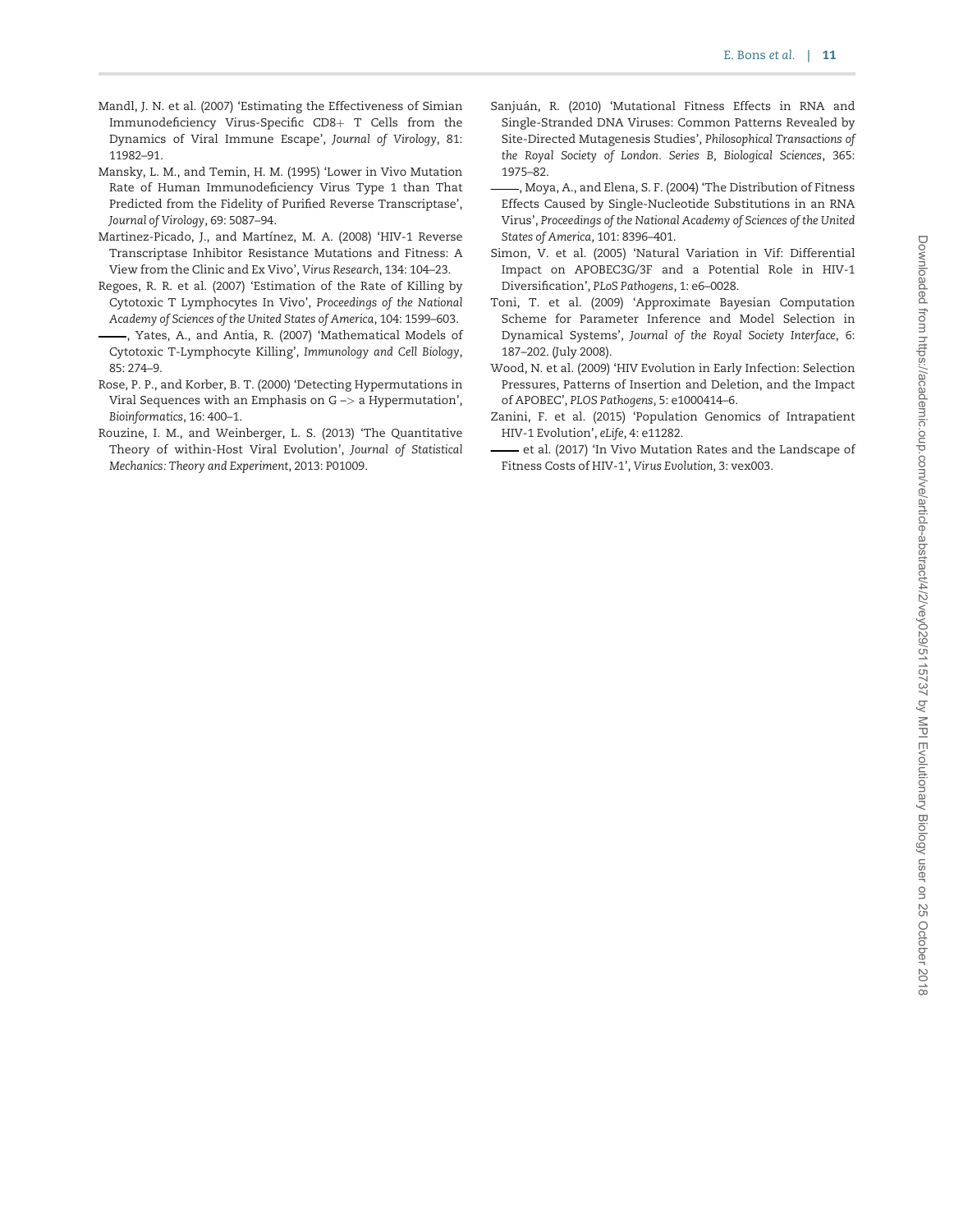Mandl, J. N. et al. (2007) 'Estimating the Effectiveness of Simian Immunodeficiency Virus-Specific CD8+ T Cells from the Dynamics of Viral Immune Escape', *Journal of Virology*, 81: 11982–91.

Mansky, L. M., and Temin, H. M. (1995) 'Lower in Vivo Mutation Rate of Human Immunodeficiency Virus Type 1 than That Predicted from the Fidelity of Purified Reverse Transcriptase', *Journal of Virology*, 69: 5087–94.

Martinez-Picado, J., and Martínez, M. A. (2008) 'HIV-1 Reverse Transcriptase Inhibitor Resistance Mutations and Fitness: A View from the Clinic and Ex Vivo', *Virus Research*, 134: 104–23.

Regoes, R. R. et al. (2007) 'Estimation of the Rate of Killing by Cytotoxic T Lymphocytes In Vivo', *Proceedings of the National Academy of Sciences of the United States of America*, 104: 1599–603.

——, Yates, A., and Antia, R. (2007) 'Mathematical Models of Cytotoxic T-Lymphocyte Killing', *Immunology and Cell Biology*, 85: 274–9.

Rose, P. P., and Korber, B. T. (2000) 'Detecting Hypermutations in Viral Sequences with an Emphasis on G –> a Hypermutation', *Bioinformatics*, 16: 400–1.

Rouzine, I. M., and Weinberger, L. S. (2013) 'The Quantitative Theory of within-Host Viral Evolution', *Journal of Statistical Mechanics: Theory and Experiment*, 2013: P01009.

Sanjuán, R. (2010) 'Mutational Fitness Effects in RNA and Single-Stranded DNA Viruses: Common Patterns Revealed by Site-Directed Mutagenesis Studies', *Philosophical Transactions of the Royal Society of London. Series B, Biological Sciences*, 365: 1975–82.

——, Moya, A., and Elena, S. F. (2004) 'The Distribution of Fitness Effects Caused by Single-Nucleotide Substitutions in an RNA Virus', *Proceedings of the National Academy of Sciences of the United States of America*, 101: 8396–401.

Simon, V. et al. (2005) 'Natural Variation in Vif: Differential Impact on APOBEC3G/3F and a Potential Role in HIV-1 Diversification', *PLoS Pathogens*, 1: e6–0028.

Toni, T. et al. (2009) 'Approximate Bayesian Computation Scheme for Parameter Inference and Model Selection in Dynamical Systems', *Journal of the Royal Society Interface*, 6: 187–202. (July 2008).

Wood, N. et al. (2009) 'HIV Evolution in Early Infection: Selection Pressures, Patterns of Insertion and Deletion, and the Impact of APOBEC', *PLOS Pathogens*, 5: e1000414–6.

Zanini, F. et al. (2015) 'Population Genomics of Intrapatient HIV-1 Evolution', *eLife*, 4: e11282.

—— et al. (2017) 'In Vivo Mutation Rates and the Landscape of Fitness Costs of HIV-1', *Virus Evolution*, 3: vex003.